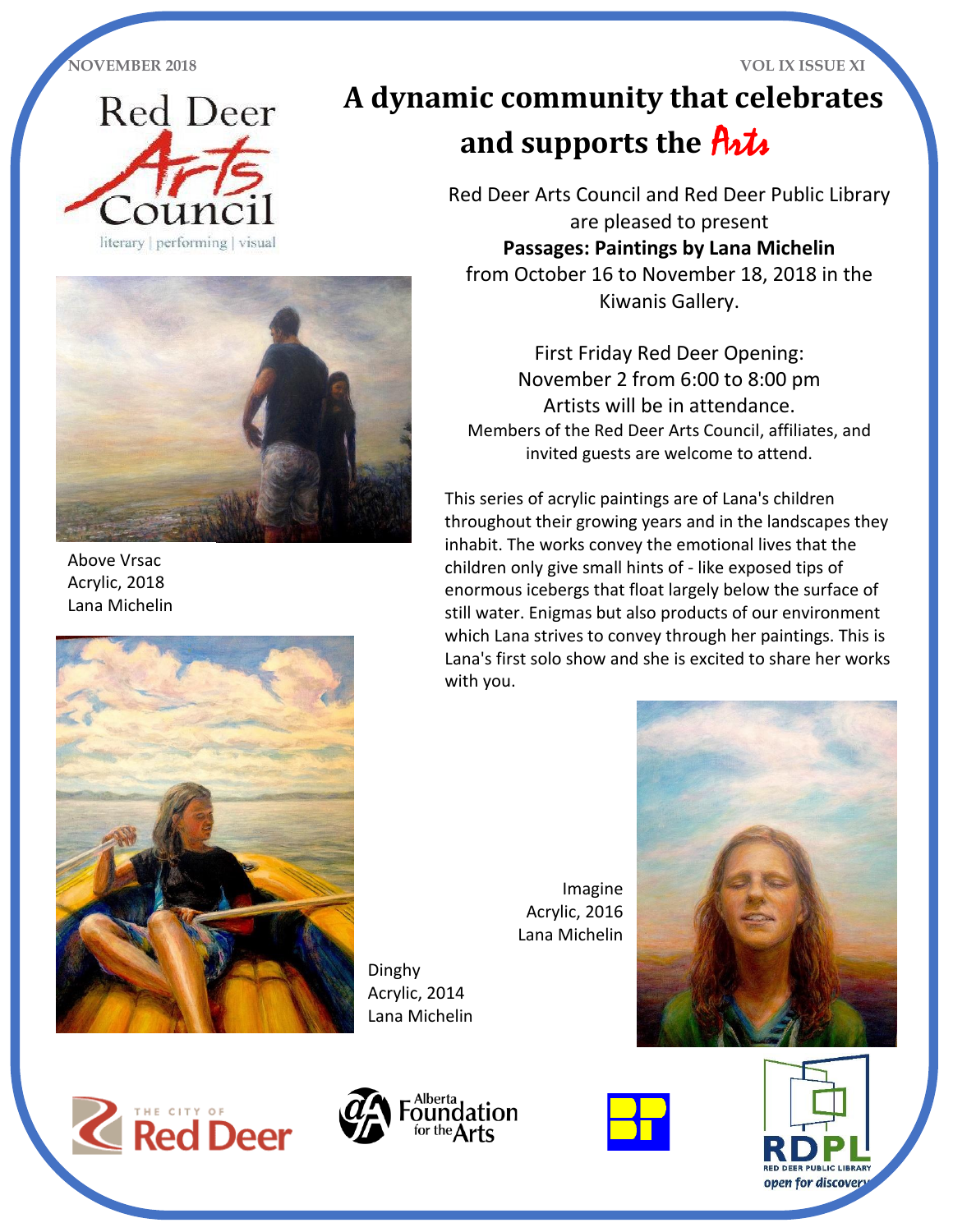NOVEMBER 2018

VOL IX ISSUE XI

Red Deer Arts Council

literary | performing | visual

# A dynamic community that celebrates and supports the Arts

Red Deer Arts Council and Red Deer Public Library are pleased to present

**Passages: Paintings by Lana Michelin**

from October 16 to November 18, 2018 in the Kiwanis Gallery.

First Friday Red Deer Opening:
November 2 from 6:00 to 8:00 pm
Artists will be in attendance.
Members of the Red Deer Arts Council, affiliates, and invited guests are welcome to attend.

This series of acrylic paintings are of Lana's children throughout their growing years and in the landscapes they inhabit. The works convey the emotional lives that the children only give small hints of - like exposed tips of enormous icebergs that float largely below the surface of still water. Enigmas but also products of our environment which Lana strives to convey through her paintings. This is Lana's first solo show and she is excited to share her works with you.

Above Vrsac
Acrylic, 2018
Lana Michelin

Dinghy
Acrylic, 2014
Lana Michelin

Imagine
Acrylic, 2016
Lana Michelin

The City of Red Deer

Alberta Foundation for the Arts

RDPL Red Deer Public Library open for discovery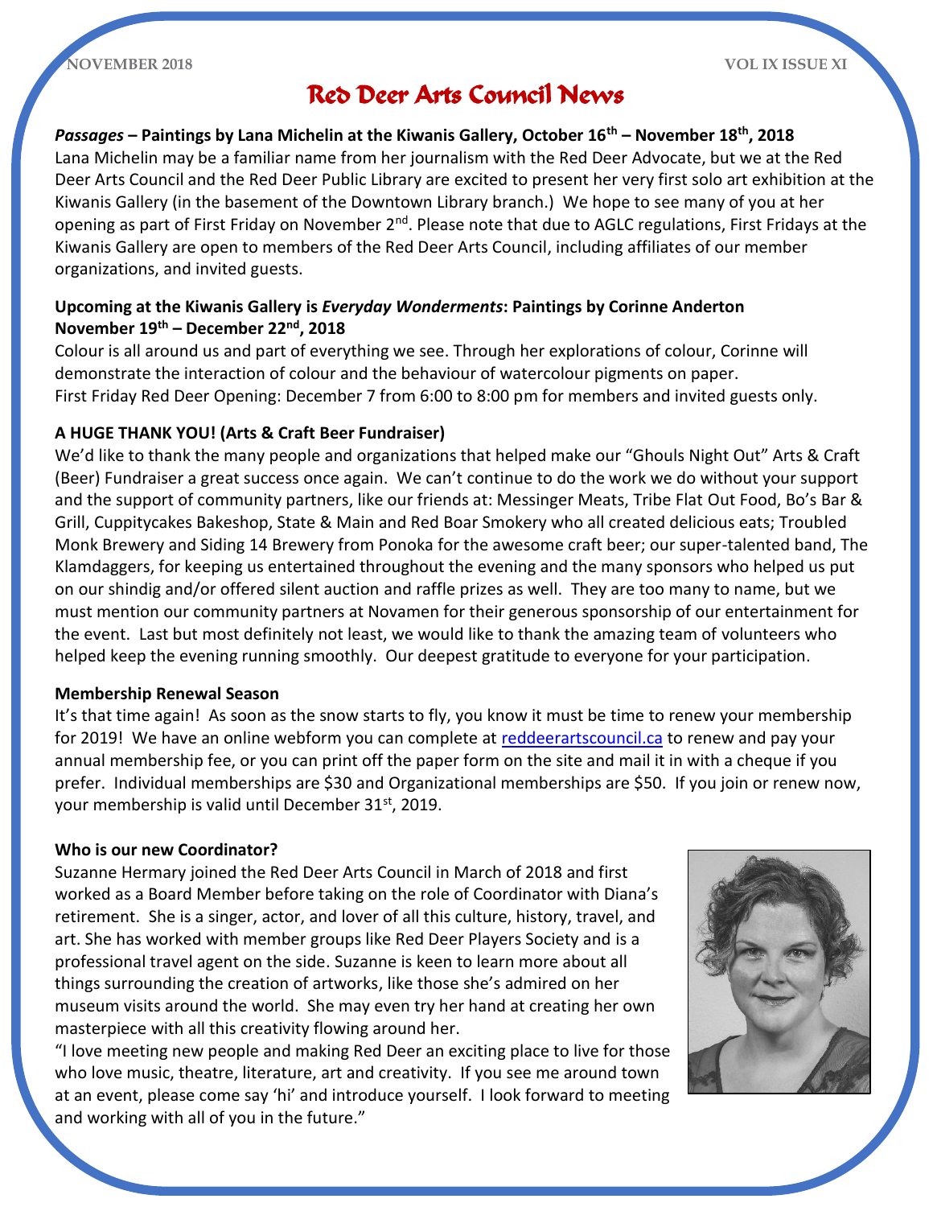# Red Deer Arts Council News

### *Passages* – Paintings by Lana Michelin at the Kiwanis Gallery, October 16th – November 18th, 2018

Lana Michelin may be a familiar name from her journalism with the Red Deer Advocate, but we at the Red Deer Arts Council and the Red Deer Public Library are excited to present her very first solo art exhibition at the Kiwanis Gallery (in the basement of the Downtown Library branch.) We hope to see many of you at her opening as part of First Friday on November 2nd. Please note that due to AGLC regulations, First Fridays at the Kiwanis Gallery are open to members of the Red Deer Arts Council, including affiliates of our member organizations, and invited guests.

### Upcoming at the Kiwanis Gallery is *Everyday Wonderments*: Paintings by Corinne Anderton November 19th – December 22nd, 2018

Colour is all around us and part of everything we see. Through her explorations of colour, Corinne will demonstrate the interaction of colour and the behaviour of watercolour pigments on paper.
First Friday Red Deer Opening: December 7 from 6:00 to 8:00 pm for members and invited guests only.

### A HUGE THANK YOU! (Arts & Craft Beer Fundraiser)

We'd like to thank the many people and organizations that helped make our "Ghouls Night Out" Arts & Craft (Beer) Fundraiser a great success once again. We can't continue to do the work we do without your support and the support of community partners, like our friends at: Messinger Meats, Tribe Flat Out Food, Bo's Bar & Grill, Cuppitycakes Bakeshop, State & Main and Red Boar Smokery who all created delicious eats; Troubled Monk Brewery and Siding 14 Brewery from Ponoka for the awesome craft beer; our super-talented band, The Klamdaggers, for keeping us entertained throughout the evening and the many sponsors who helped us put on our shindig and/or offered silent auction and raffle prizes as well. They are too many to name, but we must mention our community partners at Novamen for their generous sponsorship of our entertainment for the event. Last but most definitely not least, we would like to thank the amazing team of volunteers who helped keep the evening running smoothly. Our deepest gratitude to everyone for your participation.

### Membership Renewal Season

It's that time again! As soon as the snow starts to fly, you know it must be time to renew your membership for 2019! We have an online webform you can complete at [reddeerartscouncil.ca](reddeerartscouncil.ca) to renew and pay your annual membership fee, or you can print off the paper form on the site and mail it in with a cheque if you prefer. Individual memberships are $30 and Organizational memberships are $50. If you join or renew now, your membership is valid until December 31st, 2019.

### Who is our new Coordinator?

Suzanne Hermary joined the Red Deer Arts Council in March of 2018 and first worked as a Board Member before taking on the role of Coordinator with Diana's retirement. She is a singer, actor, and lover of all this culture, history, travel, and art. She has worked with member groups like Red Deer Players Society and is a professional travel agent on the side. Suzanne is keen to learn more about all things surrounding the creation of artworks, like those she's admired on her museum visits around the world. She may even try her hand at creating her own masterpiece with all this creativity flowing around her.

"I love meeting new people and making Red Deer an exciting place to live for those who love music, theatre, literature, art and creativity. If you see me around town at an event, please come say 'hi' and introduce yourself. I look forward to meeting and working with all of you in the future."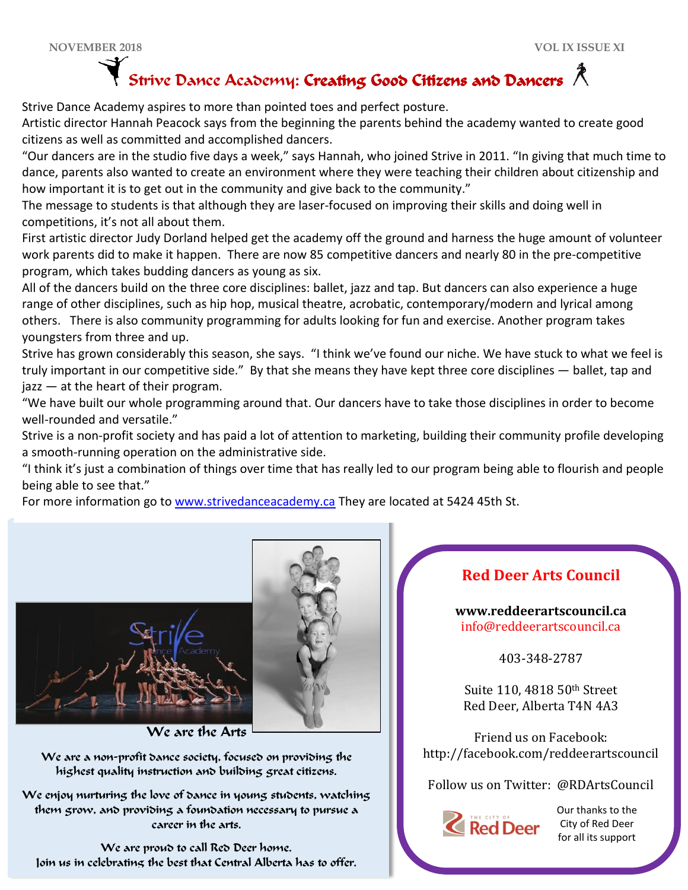# Strive Dance Academy: Creating Good Citizens and Dancers

Strive Dance Academy aspires to more than pointed toes and perfect posture.

Artistic director Hannah Peacock says from the beginning the parents behind the academy wanted to create good citizens as well as committed and accomplished dancers.

"Our dancers are in the studio five days a week," says Hannah, who joined Strive in 2011. "In giving that much time to dance, parents also wanted to create an environment where they were teaching their children about citizenship and how important it is to get out in the community and give back to the community."

The message to students is that although they are laser-focused on improving their skills and doing well in competitions, it's not all about them.

First artistic director Judy Dorland helped get the academy off the ground and harness the huge amount of volunteer work parents did to make it happen. There are now 85 competitive dancers and nearly 80 in the pre-competitive program, which takes budding dancers as young as six.

All of the dancers build on the three core disciplines: ballet, jazz and tap. But dancers can also experience a huge range of other disciplines, such as hip hop, musical theatre, acrobatic, contemporary/modern and lyrical among others. There is also community programming for adults looking for fun and exercise. Another program takes youngsters from three and up.

Strive has grown considerably this season, she says. "I think we've found our niche. We have stuck to what we feel is truly important in our competitive side." By that she means they have kept three core disciplines — ballet, tap and jazz — at the heart of their program.

"We have built our whole programming around that. Our dancers have to take those disciplines in order to become well-rounded and versatile."

Strive is a non-profit society and has paid a lot of attention to marketing, building their community profile developing a smooth-running operation on the administrative side.

"I think it's just a combination of things over time that has really led to our program being able to flourish and people being able to see that."

For more information go to [www.strivedanceacademy.ca](http://www.strivedanceacademy.ca) They are located at 5424 45th St.

Strive Dance Academy

**We are the Arts**

We are a non-profit dance society, focused on providing the highest quality instruction and building great citizens.

We enjoy nurturing the love of dance in young students, watching them grow, and providing a foundation necessary to pursue a career in the arts.

We are proud to call Red Deer home.
Join us in celebrating the best that Central Alberta has to offer.

## Red Deer Arts Council

**www.reddeerartscouncil.ca**
info@reddeerartscouncil.ca

403-348-2787

Suite 110, 4818 50th Street
Red Deer, Alberta T4N 4A3

Friend us on Facebook:
http://facebook.com/reddeerartscouncil

Follow us on Twitter: @RDArtsCouncil

The City of Red Deer

Our thanks to the City of Red Deer for all its support